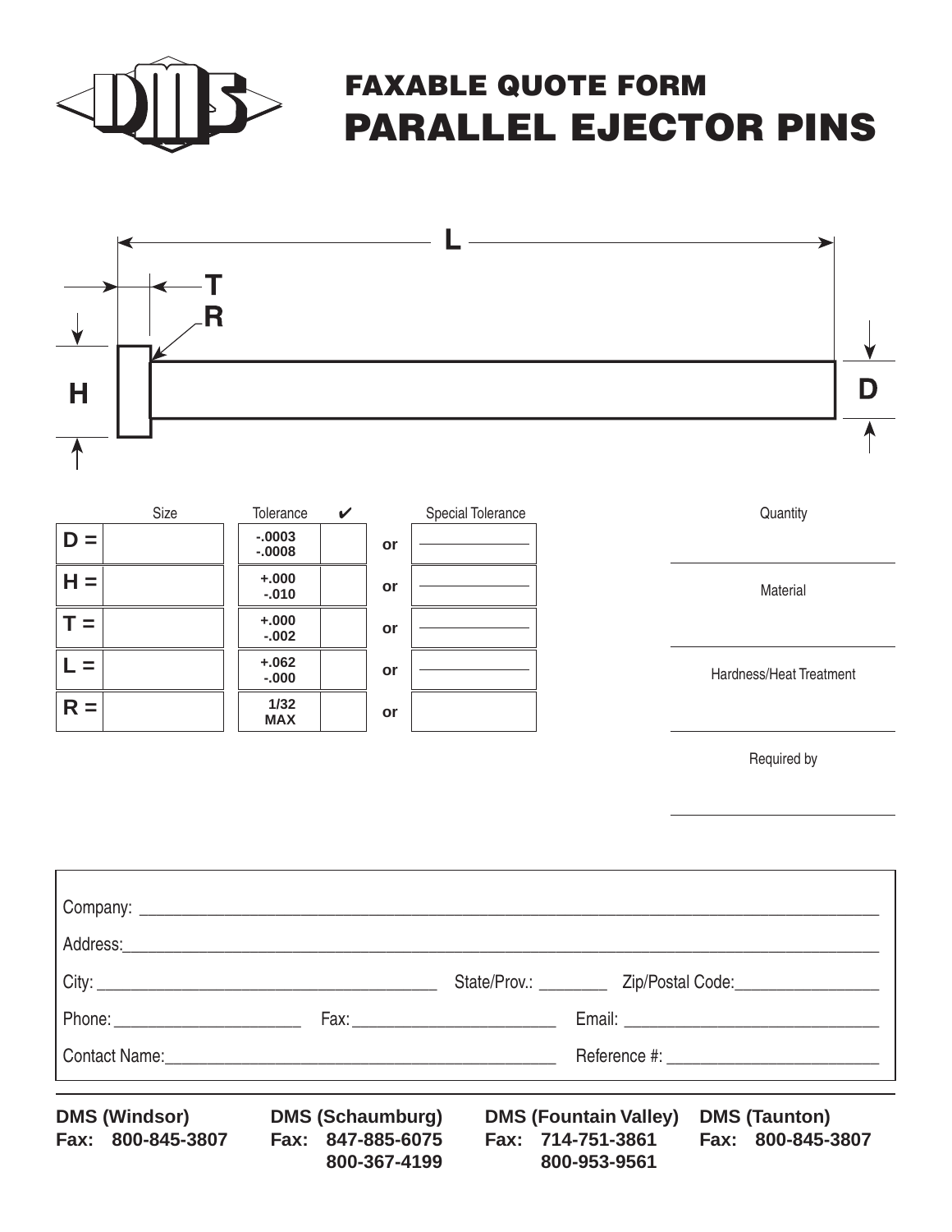# FAXABLE QUOTE FORM

# PARALLEL EJECTOR PINS

L

T

R

H

D

| Size | | Tolerance | ✔ | | Special Tolerance |
|---|---|---|---|---|---|
| D = | | -.0003 -.0008 | | or | |
| H = | | +.000 -.010 | | or | |
| T = | | +.000 -.002 | | or | |
| L = | | +.062 -.000 | | or | |
| R = | | 1/32 MAX | | or | |

Quantity ______________________

Material ______________________

Hardness/Heat Treatment ______________________

Required by ______________________

Company: ____________________________________________

Address: ____________________________________________

City: ______________________ State/Prov.: ________ Zip/Postal Code: ________________

Phone: ______________________ Fax: ______________________ Email: ______________________

Contact Name: ______________________ Reference #: ______________________

**DMS (Windsor)**
**Fax: 800-845-3807**

**DMS (Schaumburg)**
**Fax: 847-885-6075**
**800-367-4199**

**DMS (Fountain Valley)**
**Fax: 714-751-3861**
**800-953-9561**

**DMS (Taunton)**
**Fax: 800-845-3807**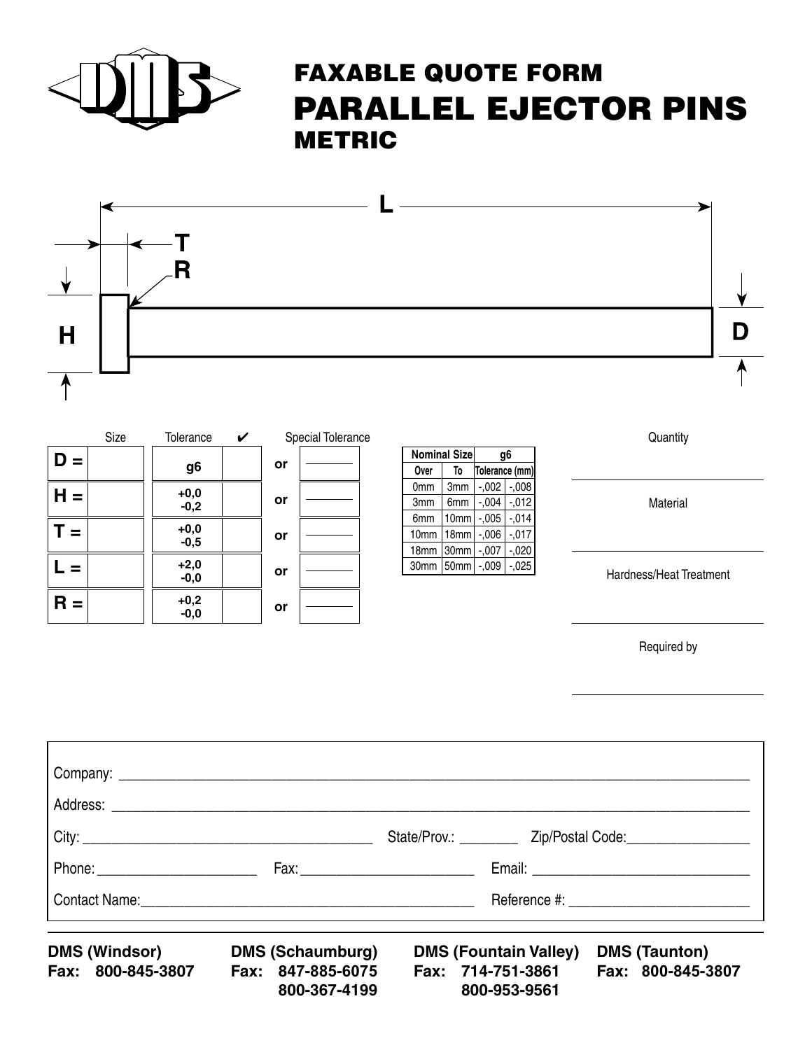# FAXABLE QUOTE FORM
# PARALLEL EJECTOR PINS
## METRIC

L

T

R

H

D

| | Size | Tolerance | ✔ | | Special Tolerance |
|---|---|---|---|---|---|
| D = | | g6 | | or | |
| H = | | +0,0 -0,2 | | or | |
| T = | | +0,0 -0,5 | | or | |
| L = | | +2,0 -0,0 | | or | |
| R = | | +0,2 -0,0 | | or | |

| Nominal Size | | g6 | |
|---|---|---|---|
| Over | To | Tolerance (mm) | |
| 0mm | 3mm | -,002 | -,008 |
| 3mm | 6mm | -,004 | -,012 |
| 6mm | 10mm | -,005 | -,014 |
| 10mm | 18mm | -,006 | -,017 |
| 18mm | 30mm | -,007 | -,020 |
| 30mm | 50mm | -,009 | -,025 |

Quantity ______________________

Material ______________________

Hardness/Heat Treatment ______________________

Required by ______________________

Company: ______________________________________________

Address: ______________________________________________

City: ______________________ State/Prov.: ________ Zip/Postal Code: ________________

Phone: ____________________ Fax: ______________________ Email: ____________________________

Contact Name: ______________________________________ Reference #: ________________________

**DMS (Windsor)**
**Fax: 800-845-3807**

**DMS (Schaumburg)**
**Fax: 847-885-6075**
**800-367-4199**

**DMS (Fountain Valley)**
**Fax: 714-751-3861**
**800-953-9561**

**DMS (Taunton)**
**Fax: 800-845-3807**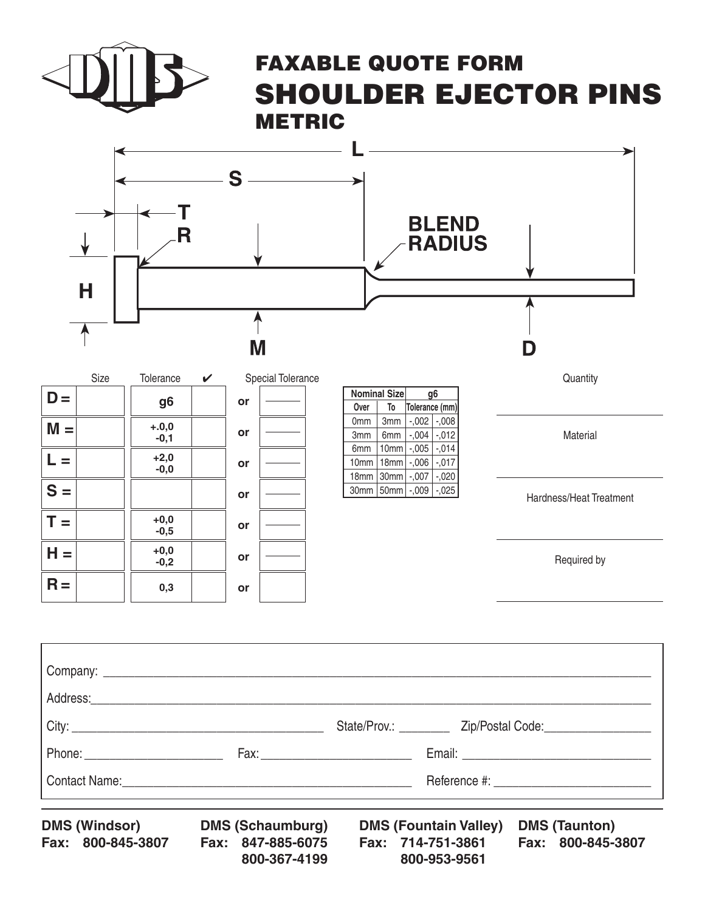# FAXABLE QUOTE FORM
# SHOULDER EJECTOR PINS
## METRIC

L

S

T

R

BLEND RADIUS

H

M

D

| | Size | Tolerance | ✔ | | Special Tolerance |
|---|---|---|---|---|---|
| **D =** | | **g6** | | **or** | |
| **M =** | | **+.0,0 -0,1** | | **or** | |
| **L =** | | **+2,0 -0,0** | | **or** | |
| **S =** | | | | **or** | |
| **T =** | | **+0,0 -0,5** | | **or** | |
| **H =** | | **+0,0 -0,2** | | **or** | |
| **R =** | | **0,3** | | **or** | |

| Nominal Size | | g6 | |
|---|---|---|---|
| Over | To | Tolerance (mm) | |
| 0mm | 3mm | -,002 | -,008 |
| 3mm | 6mm | -,004 | -,012 |
| 6mm | 10mm | -,005 | -,014 |
| 10mm | 18mm | -,006 | -,017 |
| 18mm | 30mm | -,007 | -,020 |
| 30mm | 50mm | -,009 | -,025 |

Quantity ____________________

Material ____________________

Hardness/Heat Treatment ____________________

Required by ____________________

Company: ____________________

Address: ____________________

City: ____________________ State/Prov.: ________ Zip/Postal Code: ________

Phone: ____________ Fax: ____________ Email: ____________

Contact Name: ____________________ Reference #: ____________

**DMS (Windsor)**
**Fax: 800-845-3807**

**DMS (Schaumburg)**
**Fax: 847-885-6075**
**800-367-4199**

**DMS (Fountain Valley)**
**Fax: 714-751-3861**
**800-953-9561**

**DMS (Taunton)**
**Fax: 800-845-3807**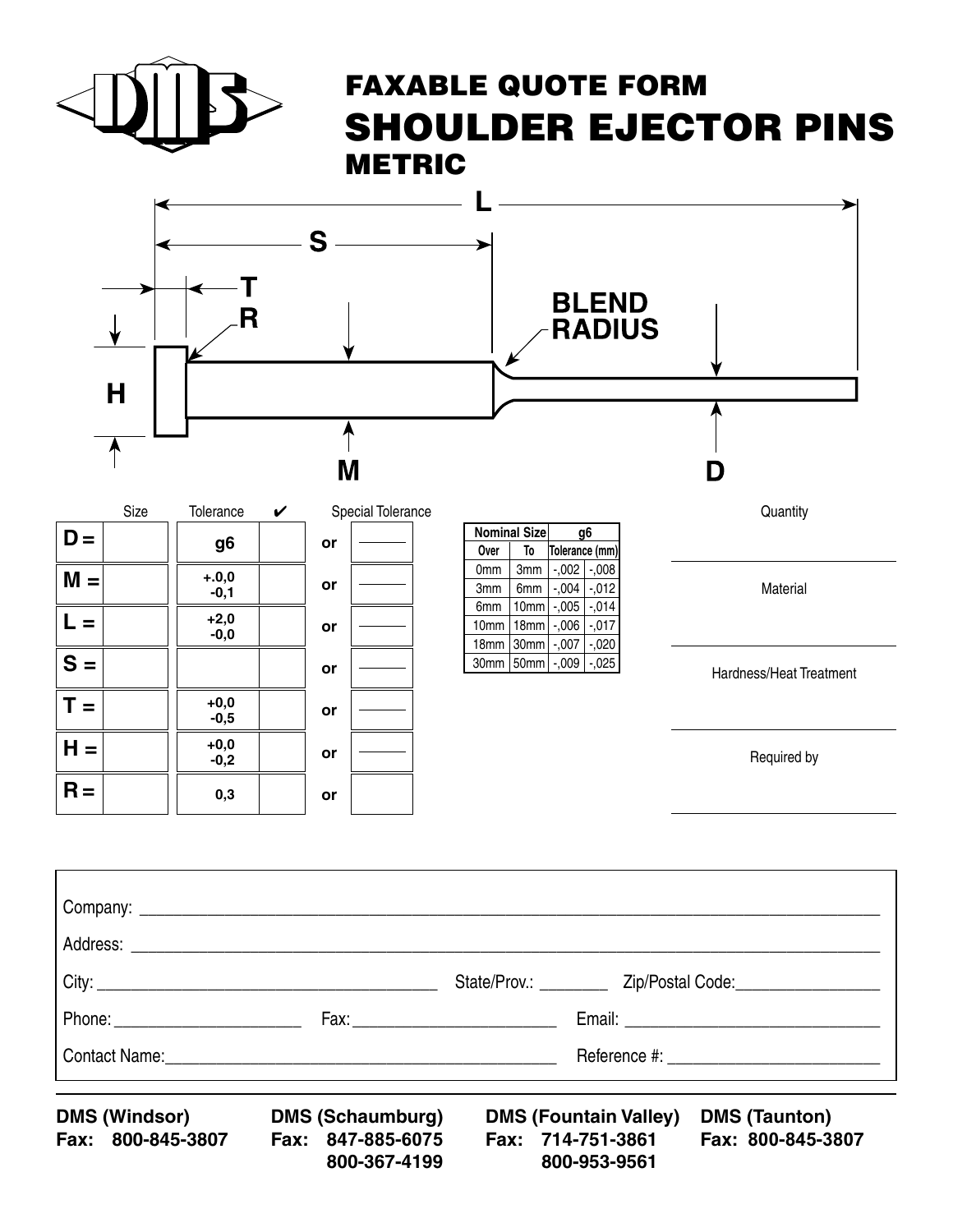# FAXABLE QUOTE FORM

# SHOULDER EJECTOR PINS

## METRIC

L

S

T

R

BLEND RADIUS

H

M

D

| | Size | Tolerance | ✔ | | Special Tolerance |
|---|---|---|---|---|---|
| D = | | g6 | | or | |
| M = | | +.0,0 -0,1 | | or | |
| L = | | +2,0 -0,0 | | or | |
| S = | | | | or | |
| T = | | +0,0 -0,5 | | or | |
| H = | | +0,0 -0,2 | | or | |
| R = | | 0,3 | | or | |

| Nominal Size | | g6 | |
|---|---|---|---|
| Over | To | Tolerance (mm) | |
| 0mm | 3mm | -,002 | -,008 |
| 3mm | 6mm | -,004 | -,012 |
| 6mm | 10mm | -,005 | -,014 |
| 10mm | 18mm | -,006 | -,017 |
| 18mm | 30mm | -,007 | -,020 |
| 30mm | 50mm | -,009 | -,025 |

Quantity ____________________

Material ____________________

Hardness/Heat Treatment ____________________

Required by ____________________

Company: ____________________________________________

Address: ____________________________________________

City: ______________________ State/Prov.: ________ Zip/Postal Code: ______________

Phone: ______________ Fax: ______________ Email: ______________________

Contact Name: ______________________________ Reference #: ______________________

**DMS (Windsor)**
**Fax: 800-845-3807**

**DMS (Schaumburg)**
**Fax: 847-885-6075**
**800-367-4199**

**DMS (Fountain Valley)**
**Fax: 714-751-3861**
**800-953-9561**

**DMS (Taunton)**
**Fax: 800-845-3807**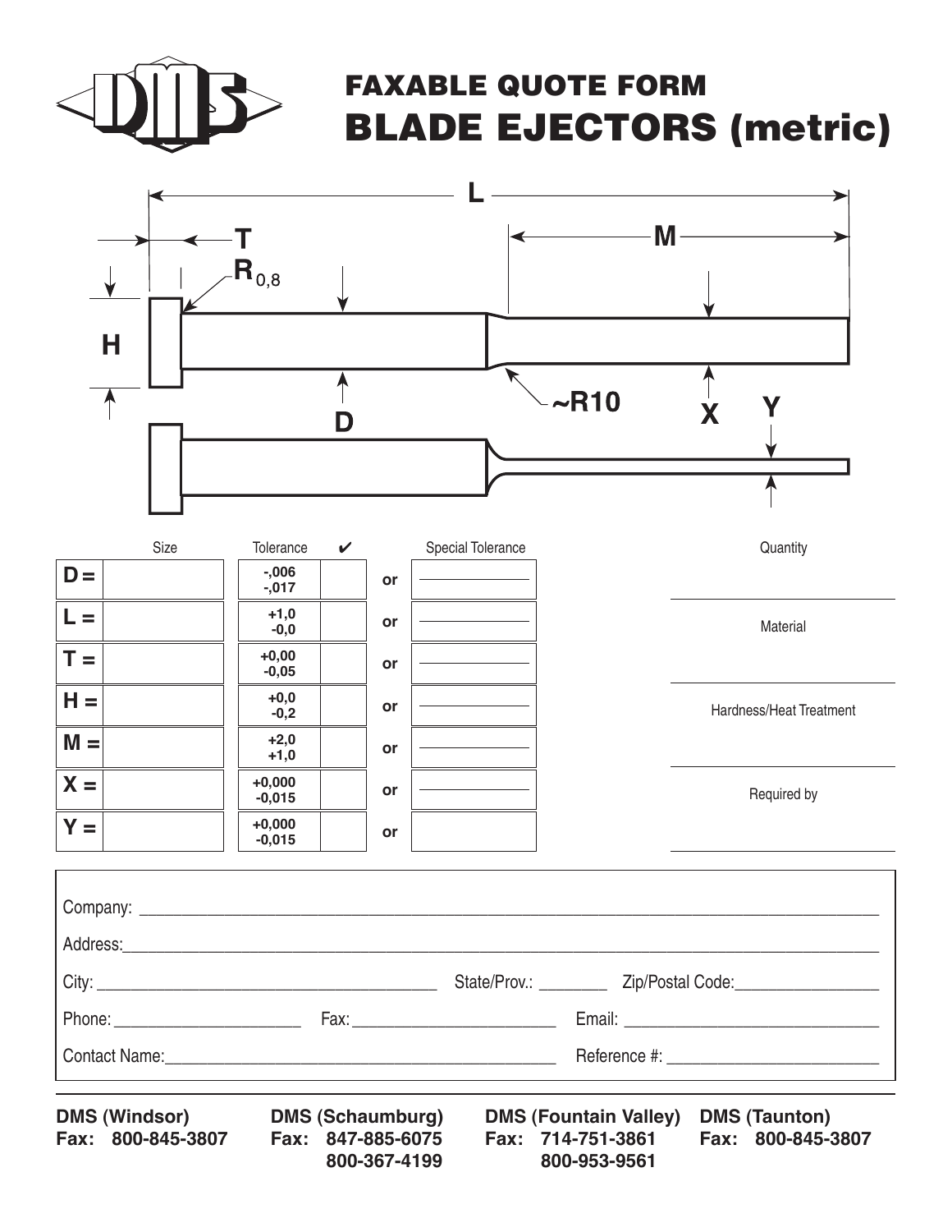# FAXABLE QUOTE FORM

# BLADE EJECTORS (metric)

L

M

T

$R_{0,8}$

H

D

~R10

X

Y

| | Size | Tolerance | ✔ | | Special Tolerance |
|---|---|---|---|---|---|
| D = | | -,006 -,017 | | or | |
| L = | | +1,0 -0,0 | | or | |
| T = | | +0,00 -0,05 | | or | |
| H = | | +0,0 -0,2 | | or | |
| M = | | +2,0 +1,0 | | or | |
| X = | | +0,000 -0,015 | | or | |
| Y = | | +0,000 -0,015 | | or | |

Quantity ____________________

Material ____________________

Hardness/Heat Treatment ____________________

Required by ____________________

Company: ____________________

Address: ____________________

City: ____________________ State/Prov.: ________ Zip/Postal Code: ____________________

Phone: ____________________ Fax: ____________________ Email: ____________________

Contact Name: ____________________ Reference #: ____________________

**DMS (Windsor)**
**Fax: 800-845-3807**

**DMS (Schaumburg)**
**Fax: 847-885-6075**
**800-367-4199**

**DMS (Fountain Valley)**
**Fax: 714-751-3861**
**800-953-9561**

**DMS (Taunton)**
**Fax: 800-845-3807**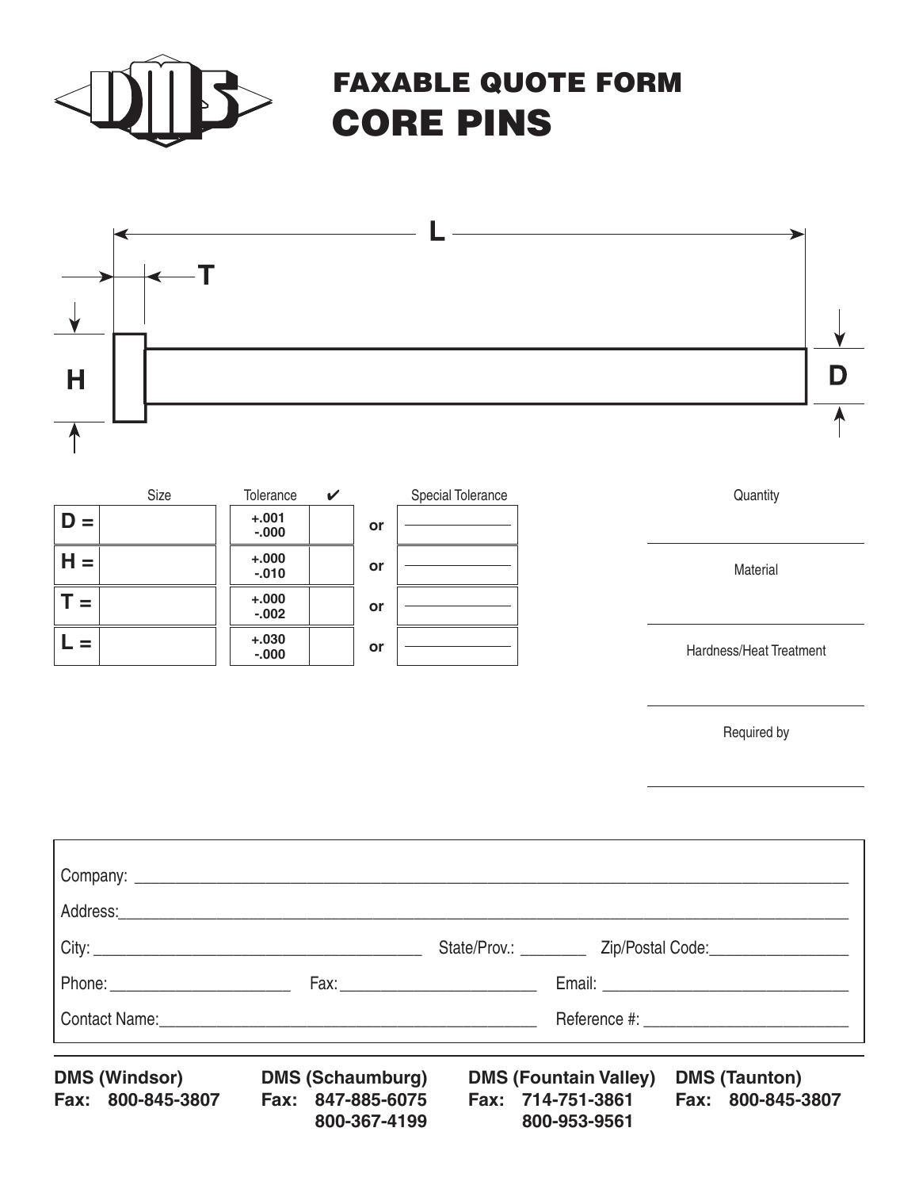# FAXABLE QUOTE FORM
# CORE PINS

L

T

H

D

| | Size | Tolerance | ✔ | | Special Tolerance |
|---|---|---|---|---|---|
| D = | | +.001 -.000 | | or | |
| H = | | +.000 -.010 | | or | |
| T = | | +.000 -.002 | | or | |
| L = | | +.030 -.000 | | or | |

Quantity

Material

Hardness/Heat Treatment

Required by

Company: ______________________________________________

Address: ______________________________________________

City: ____________________ State/Prov.: ________ Zip/Postal Code: ____________

Phone: ____________ Fax: ____________ Email: ____________

Contact Name: ____________________ Reference #: ____________

**DMS (Windsor)**
**Fax: 800-845-3807**

**DMS (Schaumburg)**
**Fax: 847-885-6075**
**800-367-4199**

**DMS (Fountain Valley)**
**Fax: 714-751-3861**
**800-953-9561**

**DMS (Taunton)**
**Fax: 800-845-3807**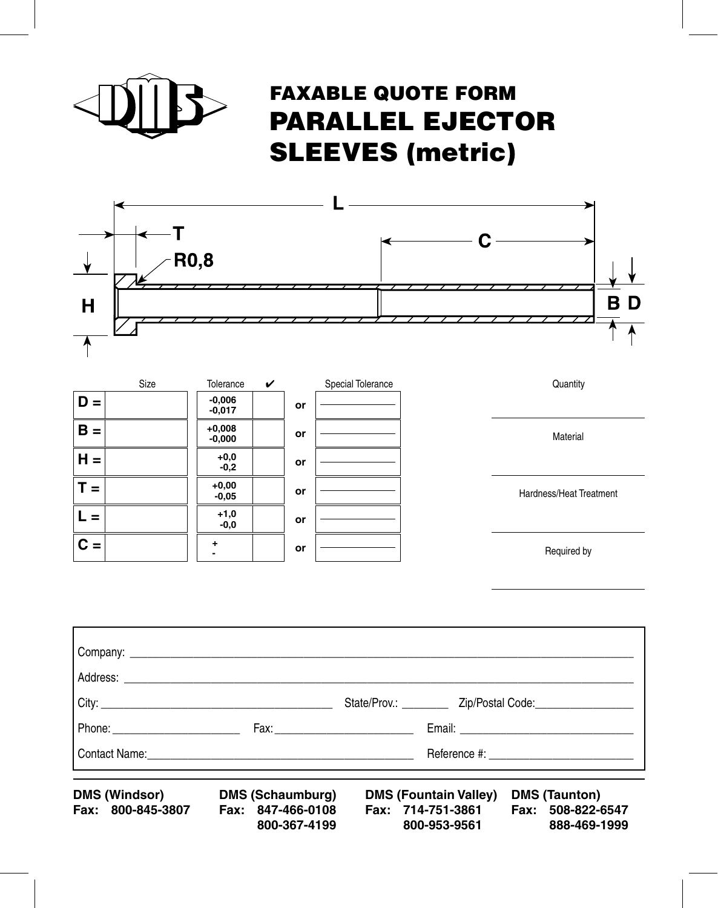# FAXABLE QUOTE FORM
# PARALLEL EJECTOR SLEEVES (metric)

L

T

C

R0,8

H

B D

| | Size | Tolerance | ✔ | | Special Tolerance |
|---|---|---|---|---|---|
| D = | | -0,006 -0,017 | | or | |
| B = | | +0,008 -0,000 | | or | |
| H = | | +0,0 -0,2 | | or | |
| T = | | +0,00 -0,05 | | or | |
| L = | | +1,0 -0,0 | | or | |
| C = | | + - | | or | |

Quantity ______________________

Material ______________________

Hardness/Heat Treatment ______________________

Required by ______________________

Company: ______________________________________________

Address: ______________________________________________

City: ______________________ State/Prov.: ________ Zip/Postal Code: ________________

Phone: ____________________ Fax: ______________________ Email: ____________________________

Contact Name: ___________________________________ Reference #: ______________________

**DMS (Windsor)**
**Fax: 800-845-3807**

**DMS (Schaumburg)**
**Fax: 847-466-0108**
**800-367-4199**

**DMS (Fountain Valley)**
**Fax: 714-751-3861**
**800-953-9561**

**DMS (Taunton)**
**Fax: 508-822-6547**
**888-469-1999**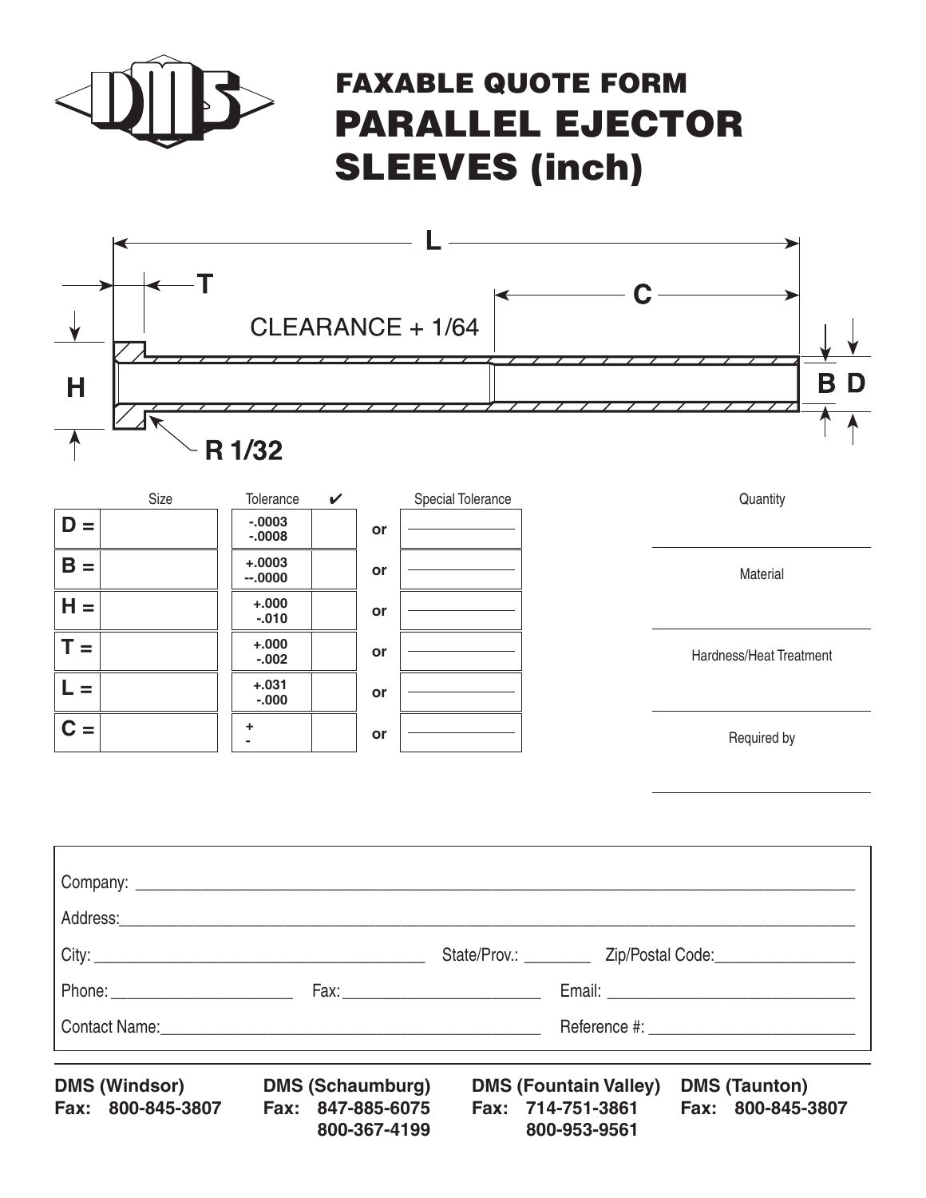# FAXABLE QUOTE FORM
# PARALLEL EJECTOR SLEEVES (inch)

L

T

C

CLEARANCE + 1/64

H

B D

R 1/32

| | Size | Tolerance | ✔ | | Special Tolerance |
|---|---|---|---|---|---|
| D = | | -.0003 -.0008 | | or | |
| B = | | +.0003 --.0000 | | or | |
| H = | | +.000 -.010 | | or | |
| T = | | +.000 -.002 | | or | |
| L = | | +.031 -.000 | | or | |
| C = | | + - | | or | |

Quantity ____________________

Material ____________________

Hardness/Heat Treatment ____________________

Required by ____________________

Company: ____________________

Address: ____________________

City: ____________________ State/Prov.: ________ Zip/Postal Code: ________________

Phone: ____________________ Fax: ____________________ Email: ____________________

Contact Name: ____________________ Reference #: ____________________

**DMS (Windsor)**
**Fax: 800-845-3807**

**DMS (Schaumburg)**
**Fax: 847-885-6075**
**800-367-4199**

**DMS (Fountain Valley)**
**Fax: 714-751-3861**
**800-953-9561**

**DMS (Taunton)**
**Fax: 800-845-3807**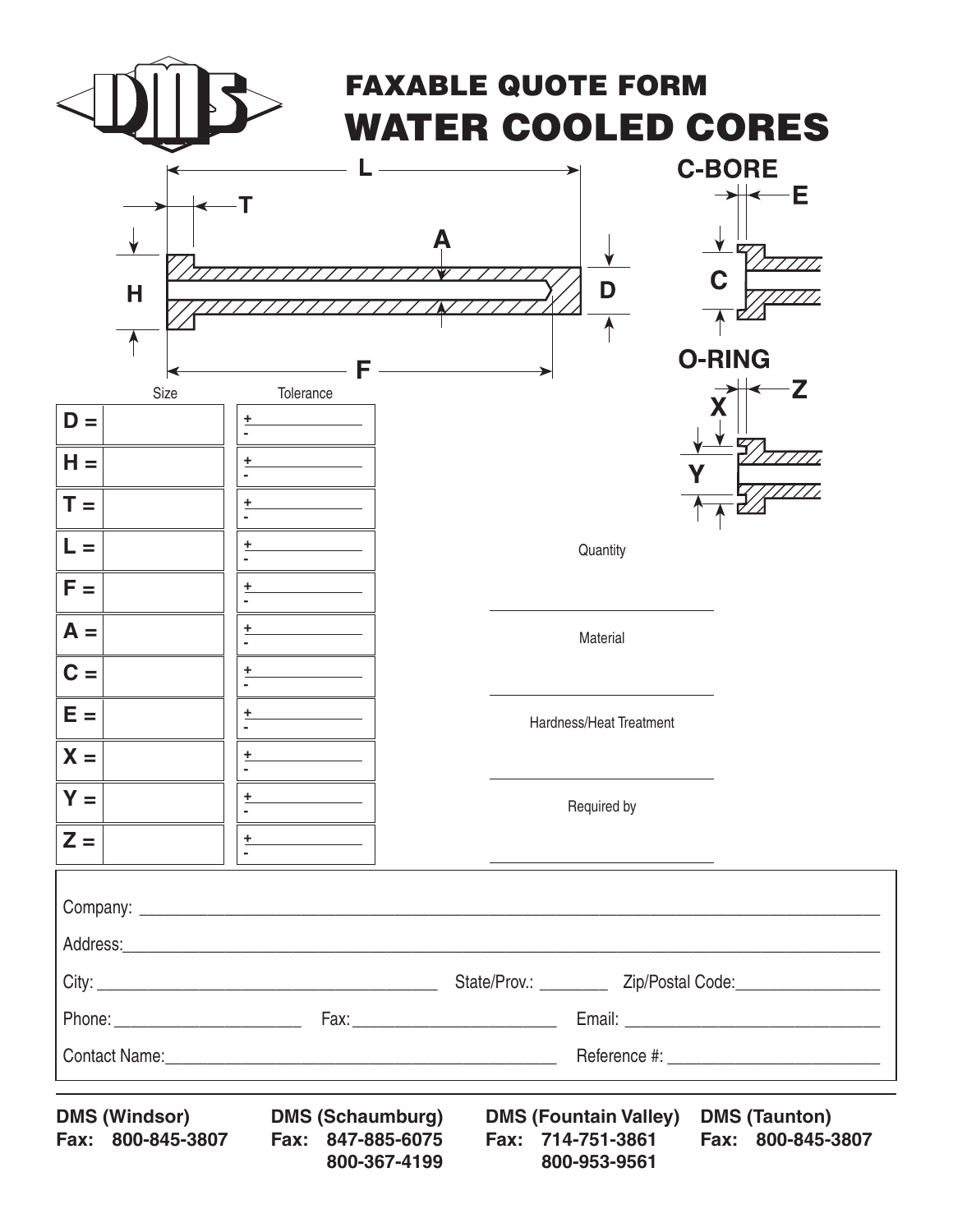# FAXABLE QUOTE FORM
# WATER COOLED CORES

L

T

A

H

D

F

C-BORE

E

C

O-RING

Z

X

Y

| | Size | Tolerance |
|---|---|---|
| D = | | + - |
| H = | | + - |
| T = | | + - |
| L = | | + - |
| F = | | + - |
| A = | | + - |
| C = | | + - |
| E = | | + - |
| X = | | + - |
| Y = | | + - |
| Z = | | + - |

Quantity \_\_\_\_\_\_\_\_\_\_\_\_\_\_\_\_\_\_\_\_

Material \_\_\_\_\_\_\_\_\_\_\_\_\_\_\_\_\_\_\_\_

Hardness/Heat Treatment \_\_\_\_\_\_\_\_\_\_\_\_\_\_\_\_\_\_\_\_

Required by \_\_\_\_\_\_\_\_\_\_\_\_\_\_\_\_\_\_\_\_

Company: \_\_\_\_\_\_\_\_\_\_\_\_\_\_\_\_\_\_\_\_\_\_\_\_\_\_\_\_\_\_\_\_\_\_\_\_\_\_\_\_\_\_\_\_

Address: \_\_\_\_\_\_\_\_\_\_\_\_\_\_\_\_\_\_\_\_\_\_\_\_\_\_\_\_\_\_\_\_\_\_\_\_\_\_\_\_\_\_\_\_

City: \_\_\_\_\_\_\_\_\_\_\_\_\_\_\_\_\_\_\_\_ State/Prov.: \_\_\_\_\_\_\_\_ Zip/Postal Code: \_\_\_\_\_\_\_\_\_\_\_\_

Phone: \_\_\_\_\_\_\_\_\_\_\_\_\_\_\_\_ Fax: \_\_\_\_\_\_\_\_\_\_\_\_\_\_\_\_ Email: \_\_\_\_\_\_\_\_\_\_\_\_\_\_\_\_

Contact Name: \_\_\_\_\_\_\_\_\_\_\_\_\_\_\_\_\_\_\_\_\_\_\_\_\_\_\_\_ Reference #: \_\_\_\_\_\_\_\_\_\_\_\_\_\_\_\_

**DMS (Windsor)**
**Fax: 800-845-3807**

**DMS (Schaumburg)**
**Fax: 847-885-6075**
**800-367-4199**

**DMS (Fountain Valley)**
**Fax: 714-751-3861**
**800-953-9561**

**DMS (Taunton)**
**Fax: 800-845-3807**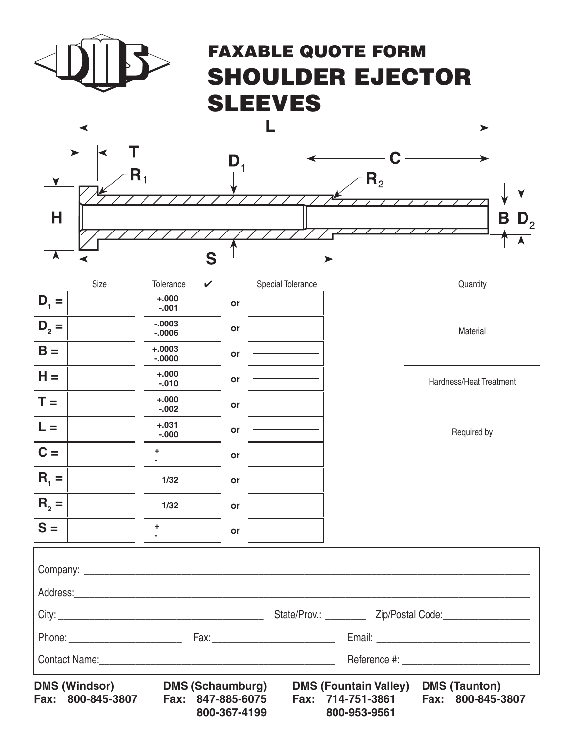# FAXABLE QUOTE FORM
# SHOULDER EJECTOR SLEEVES

L

T

$R_1$

$D_1$

C

$R_2$

H

B $D_2$

S

| | Size | Tolerance | ✔ | | Special Tolerance |
|---|---|---|---|---|---|
| $D_1$ = | | +.000 -.001 | | or | ________ |
| $D_2$ = | | -.0003 -.0006 | | or | ________ |
| B = | | +.0003 -.0000 | | or | ________ |
| H = | | +.000 -.010 | | or | ________ |
| T = | | +.000 -.002 | | or | ________ |
| L = | | +.031 -.000 | | or | ________ |
| C = | | + - | | or | ________ |
| $R_1$ = | | 1/32 | | or | |
| $R_2$ = | | 1/32 | | or | |
| S = | | + - | | or | |

Quantity ____________________

Material ____________________

Hardness/Heat Treatment ____________________

Required by ____________________

Company: ____________________________________________

Address: ____________________________________________

City: ______________________ State/Prov.: ________ Zip/Postal Code: ________________

Phone: ____________________ Fax: ____________________ Email: ____________________

Contact Name: ______________________________ Reference #: ____________________

**DMS (Windsor)**
**Fax: 800-845-3807**

**DMS (Schaumburg)**
**Fax: 847-885-6075**
**800-367-4199**

**DMS (Fountain Valley)**
**Fax: 714-751-3861**
**800-953-9561**

**DMS (Taunton)**
**Fax: 800-845-3807**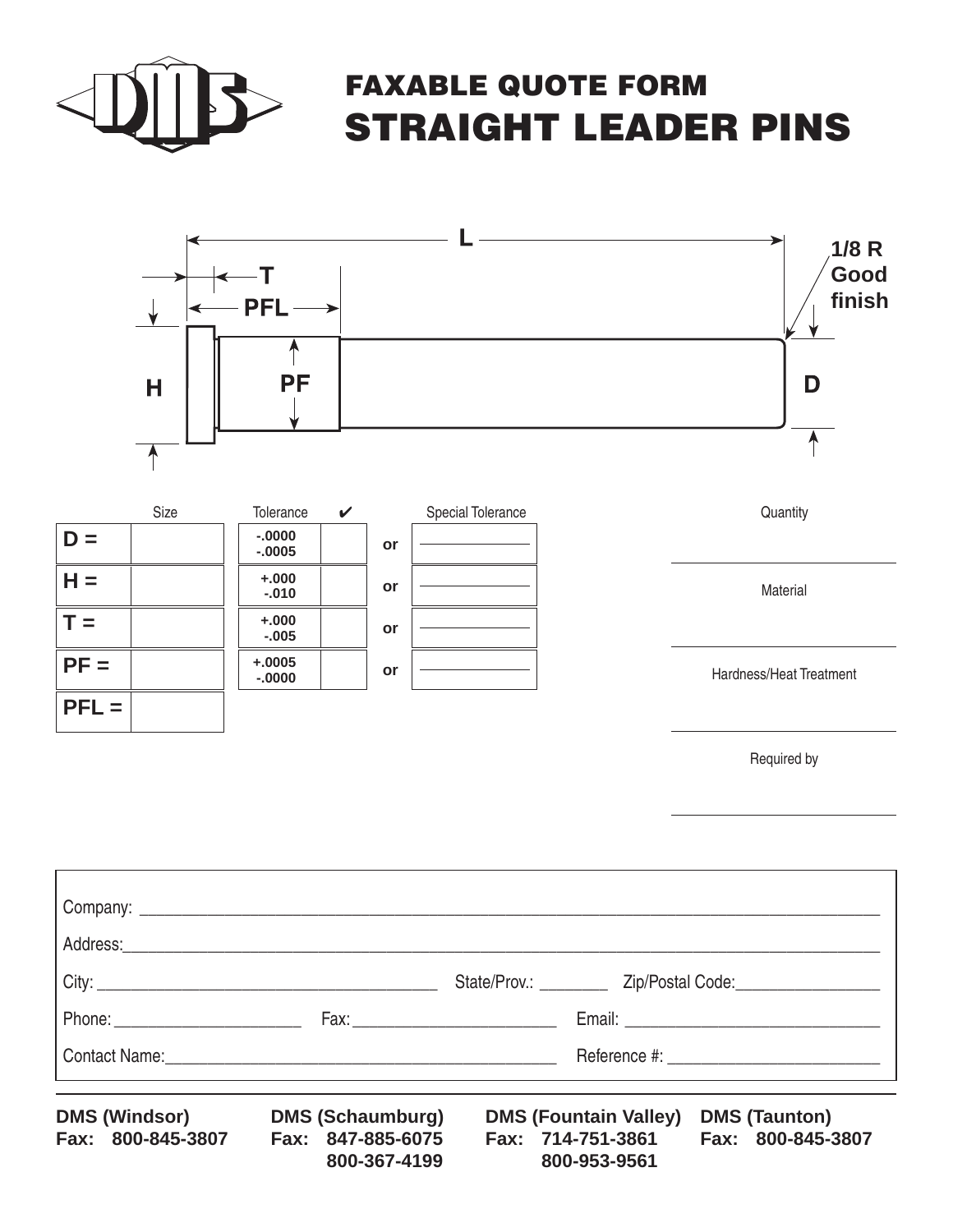# FAXABLE QUOTE FORM
## STRAIGHT LEADER PINS

L

T

PFL

1/8 R
Good
finish

H

PF

D

| | Size | Tolerance | ✔ | | Special Tolerance |
|---|---|---|---|---|---|
| D = | | -.0000<br>-.0005 | | or | |
| H = | | +.000<br>-.010 | | or | |
| T = | | +.000<br>-.005 | | or | |
| PF = | | +.0005<br>-.0000 | | or | |
| PFL = | | | | | |

Quantity ______________________

Material ______________________

Hardness/Heat Treatment ______________________

Required by ______________________

Company: ______________________________________________

Address: ______________________________________________

City: ______________________ State/Prov.: ________ Zip/Postal Code: ______________

Phone: ______________ Fax: ______________ Email: ______________________

Contact Name: ______________________ Reference #: ______________________

**DMS (Windsor)**
**Fax: 800-845-3807**

**DMS (Schaumburg)**
**Fax: 847-885-6075**
**800-367-4199**

**DMS (Fountain Valley)**
**Fax: 714-751-3861**
**800-953-9561**

**DMS (Taunton)**
**Fax: 800-845-3807**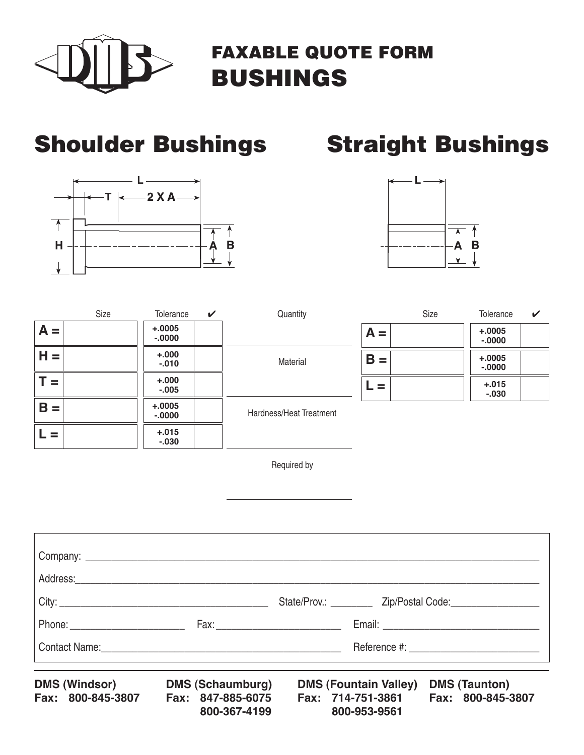# FAXABLE QUOTE FORM
# BUSHINGS

## Shoulder Bushings

L
T
2 X A
H
A
B

| | Size | Tolerance | ✔ |
|---|---|---|---|
| A = | | +.0005 -.0000 | |
| H = | | +.000 -.010 | |
| T = | | +.000 -.005 | |
| B = | | +.0005 -.0000 | |
| L = | | +.015 -.030 | |

Quantity ______________________

Material ______________________

Hardness/Heat Treatment ______________________

Required by ______________________

## Straight Bushings

L
A
B

| | Size | Tolerance | ✔ |
|---|---|---|---|
| A = | | +.0005 -.0000 | |
| B = | | +.0005 -.0000 | |
| L = | | +.015 -.030 | |

Company: ______________________________________________________________

Address: ______________________________________________________________

City: ______________________ State/Prov.: ________ Zip/Postal Code: ________________

Phone: ______________________ Fax: ______________________ Email: ______________________

Contact Name: ______________________________ Reference #: ______________________

**DMS (Windsor)**
**Fax: 800-845-3807**

**DMS (Schaumburg)**
**Fax: 847-885-6075**
**800-367-4199**

**DMS (Fountain Valley)**
**Fax: 714-751-3861**
**800-953-9561**

**DMS (Taunton)**
**Fax: 800-845-3807**